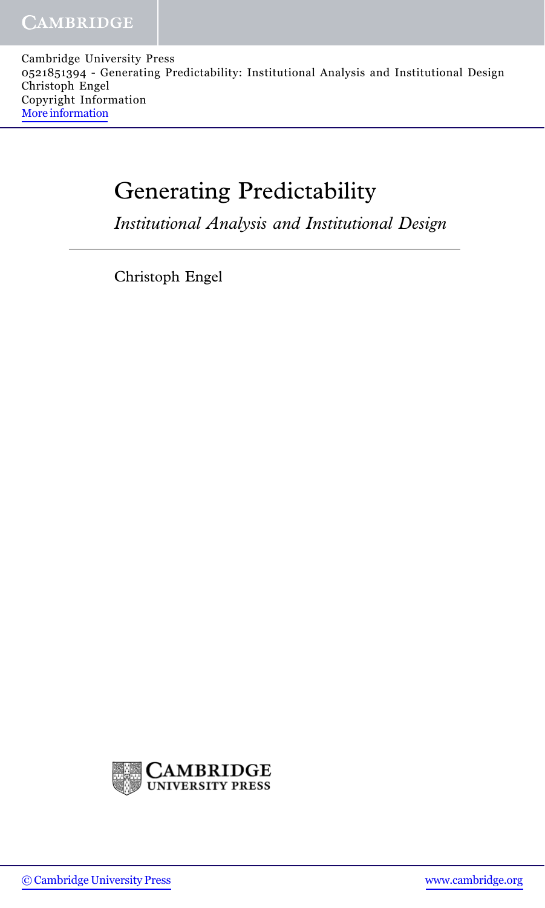Cambridge University Press
0521851394 - Generating Predictability: Institutional Analysis and Institutional Design
Christoph Engel
Copyright Information
More information

# Generating Predictability

*Institutional Analysis and Institutional Design*

Christoph Engel

CAMBRIDGE UNIVERSITY PRESS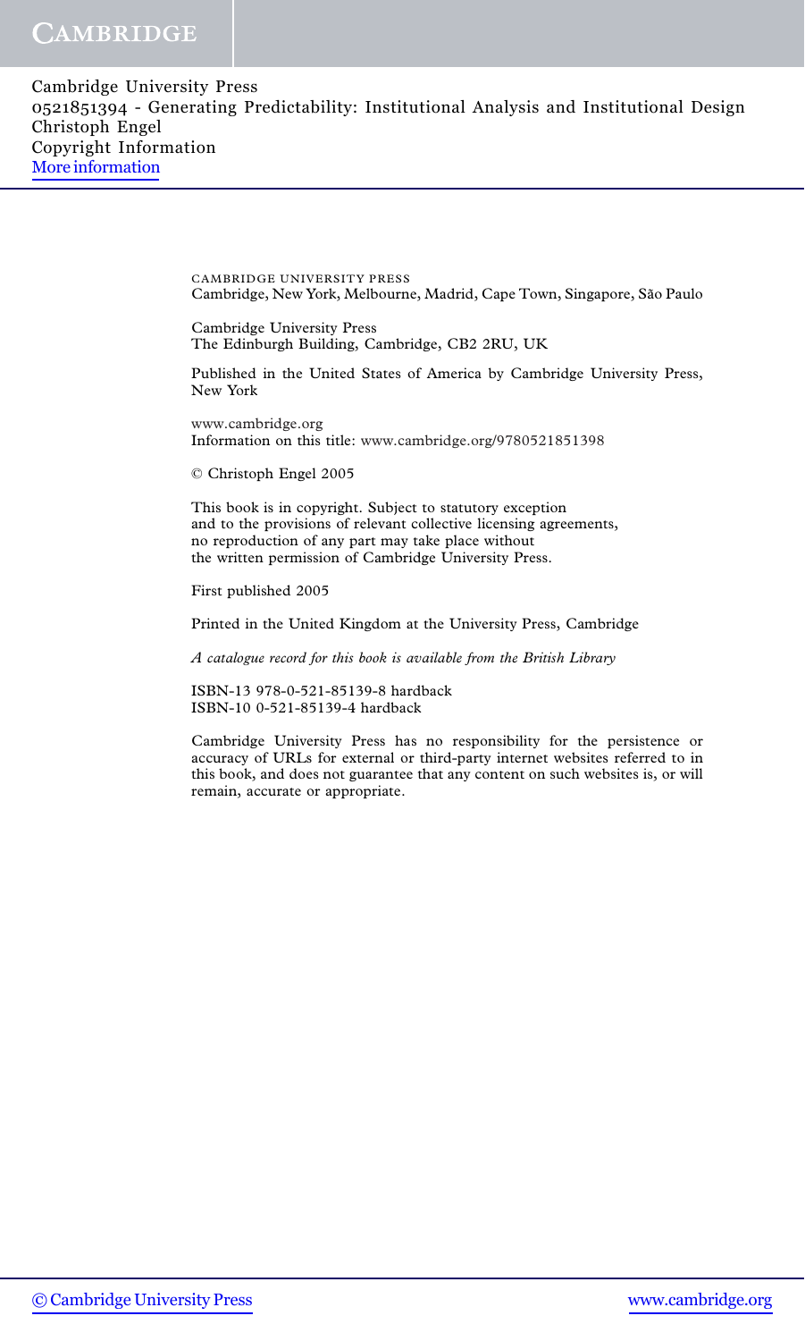CAMBRIDGE UNIVERSITY PRESS
Cambridge, New York, Melbourne, Madrid, Cape Town, Singapore, São Paulo

Cambridge University Press
The Edinburgh Building, Cambridge, CB2 2RU, UK

Published in the United States of America by Cambridge University Press, New York

www.cambridge.org
Information on this title: www.cambridge.org/9780521851398

© Christoph Engel 2005

This book is in copyright. Subject to statutory exception
and to the provisions of relevant collective licensing agreements,
no reproduction of any part may take place without
the written permission of Cambridge University Press.

First published 2005

Printed in the United Kingdom at the University Press, Cambridge

*A catalogue record for this book is available from the British Library*

ISBN-13 978-0-521-85139-8 hardback
ISBN-10 0-521-85139-4 hardback

Cambridge University Press has no responsibility for the persistence or accuracy of URLs for external or third-party internet websites referred to in this book, and does not guarantee that any content on such websites is, or will remain, accurate or appropriate.